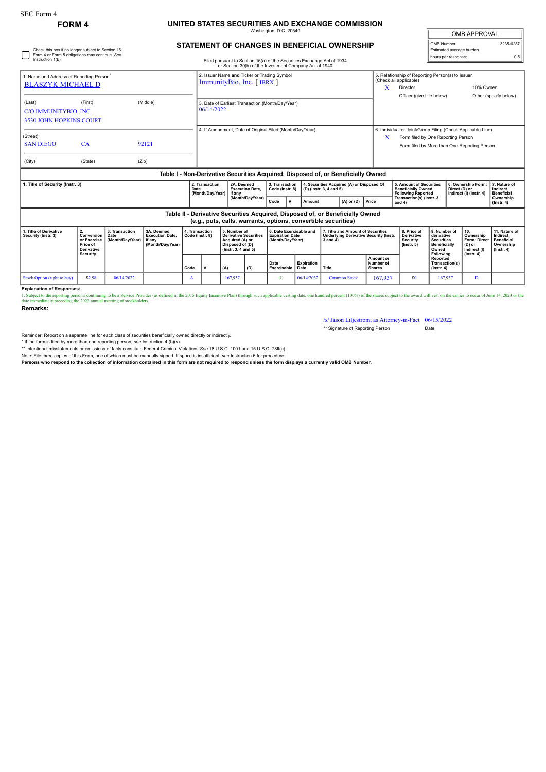SEC Form 4

**FORM 4**

# UNITED STATES SECURITIES AND EXCHANGE COMMISSION

Washington, D.C. 20549

## STATEMENT OF CHANGES IN BENEFICIAL OWNERSHIP

Filed pursuant to Section 16(a) of the Securities Exchange Act of 1934 or Section 30(h) of the Investment Company Act of 1940

| OMB APPROVAL | |
|---|---|
| OMB Number: | 3235-0287 |
| Estimated average burden | |
| hours per response: | 0.5 |

☐ Check this box if no longer subject to Section 16. Form 4 or Form 5 obligations may continue. *See* Instruction 1(b).

1. Name and Address of Reporting Person*
BLASZYK MICHAEL D

(Last) (First) (Middle)
C/O IMMUNITYBIO, INC.
3530 JOHN HOPKINS COURT

(Street)
SAN DIEGO CA 92121

(City) (State) (Zip)

2. Issuer Name and Ticker or Trading Symbol
ImmunityBio, Inc. [ IBRX ]

3. Date of Earliest Transaction (Month/Day/Year)
06/14/2022

4. If Amendment, Date of Original Filed (Month/Day/Year)

5. Relationship of Reporting Person(s) to Issuer (Check all applicable)
X Director
10% Owner
Officer (give title below)
Other (specify below)

6. Individual or Joint/Group Filing (Check Applicable Line)
X Form filed by One Reporting Person
Form filed by More than One Reporting Person

### Table I - Non-Derivative Securities Acquired, Disposed of, or Beneficially Owned

| 1. Title of Security (Instr. 3) | 2. Transaction Date (Month/Day/Year) | 2A. Deemed Execution Date, if any (Month/Day/Year) | 3. Transaction Code (Instr. 8) | | 4. Securities Acquired (A) or Disposed Of (D) (Instr. 3, 4 and 5) | | | 5. Amount of Securities Beneficially Owned Following Reported Transaction(s) (Instr. 3 and 4) | 6. Ownership Form: Direct (D) or Indirect (I) (Instr. 4) | 7. Nature of Indirect Beneficial Ownership (Instr. 4) |
|---|---|---|---|---|---|---|---|---|---|---|
| | | | Code | V | Amount | (A) or (D) | Price | | | |

### Table II - Derivative Securities Acquired, Disposed of, or Beneficially Owned (e.g., puts, calls, warrants, options, convertible securities)

| 1. Title of Derivative Security (Instr. 3) | 2. Conversion or Exercise Price of Derivative Security | 3. Transaction Date (Month/Day/Year) | 3A. Deemed Execution Date, if any (Month/Day/Year) | 4. Transaction Code (Instr. 8) | | 5. Number of Derivative Securities Acquired (A) or Disposed of (D) (Instr. 3, 4 and 5) | | 6. Date Exercisable and Expiration Date (Month/Day/Year) | | 7. Title and Amount of Securities Underlying Derivative Security (Instr. 3 and 4) | | 8. Price of Derivative Security (Instr. 5) | 9. Number of derivative Securities Beneficially Owned Following Reported Transaction(s) (Instr. 4) | 10. Ownership Form: Direct (D) or Indirect (I) (Instr. 4) | 11. Nature of Indirect Beneficial Ownership (Instr. 4) |
|---|---|---|---|---|---|---|---|---|---|---|---|---|---|---|---|
| | | | | Code | V | (A) | (D) | Date Exercisable | Expiration Date | Title | Amount or Number of Shares | | | | |
| Stock Option (right to buy) | $2.98 | 06/14/2022 | | A | | 167,937 | | (1) | 06/14/2032 | Common Stock | 167,937 | $0 | 167,937 | D | |

**Explanation of Responses:**

1. Subject to the reporting person's continuing to be a Service Provider (as defined in the 2015 Equity Incentive Plan) through such applicable vesting date, one hundred percent (100%) of the shares subject to the award will vest on the earlier to occur of June 14, 2023 or the date immediately preceding the 2023 annual meeting of stockholders.

**Remarks:**

/s/ Jason Liljestrom, as Attorney-in-Fact 06/15/2022
** Signature of Reporting Person Date

Reminder: Report on a separate line for each class of securities beneficially owned directly or indirectly.

\* If the form is filed by more than one reporting person, *see* Instruction 4 (b)(v).

\*\* Intentional misstatements or omissions of facts constitute Federal Criminal Violations *See* 18 U.S.C. 1001 and 15 U.S.C. 78ff(a).

Note: File three copies of this Form, one of which must be manually signed. If space is insufficient, *see* Instruction 6 for procedure.

**Persons who respond to the collection of information contained in this form are not required to respond unless the form displays a currently valid OMB Number.**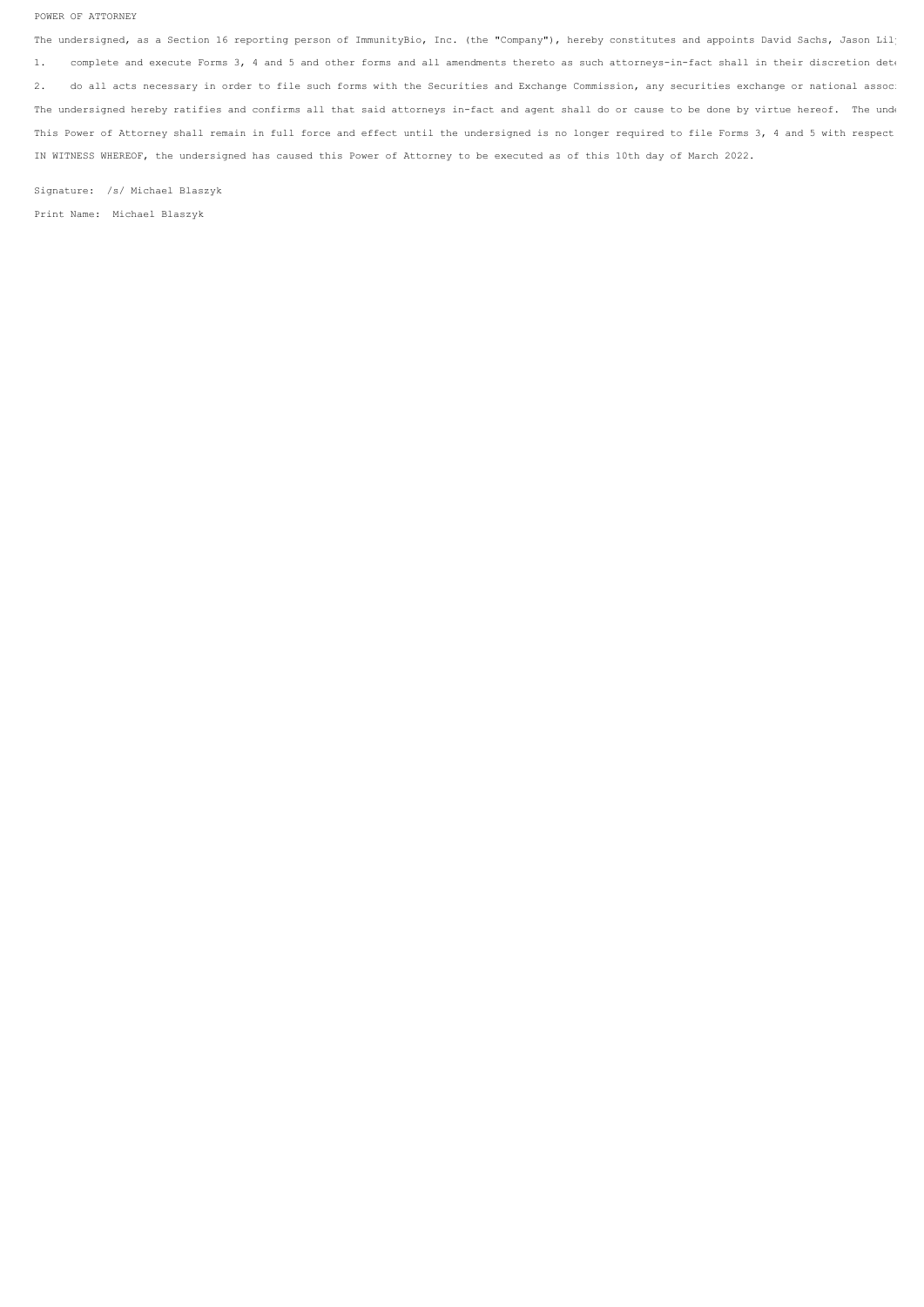POWER OF ATTORNEY

The undersigned, as a Section 16 reporting person of ImmunityBio, Inc. (the "Company"), hereby constitutes and appoints David Sachs, Jason Lil

1. complete and execute Forms 3, 4 and 5 and other forms and all amendments thereto as such attorneys-in-fact shall in their discretion dete

2. do all acts necessary in order to file such forms with the Securities and Exchange Commission, any securities exchange or national assoc

The undersigned hereby ratifies and confirms all that said attorneys in-fact and agent shall do or cause to be done by virtue hereof. The unde

This Power of Attorney shall remain in full force and effect until the undersigned is no longer required to file Forms 3, 4 and 5 with respect

IN WITNESS WHEREOF, the undersigned has caused this Power of Attorney to be executed as of this 10th day of March 2022.

Signature: /s/ Michael Blaszyk

Print Name: Michael Blaszyk